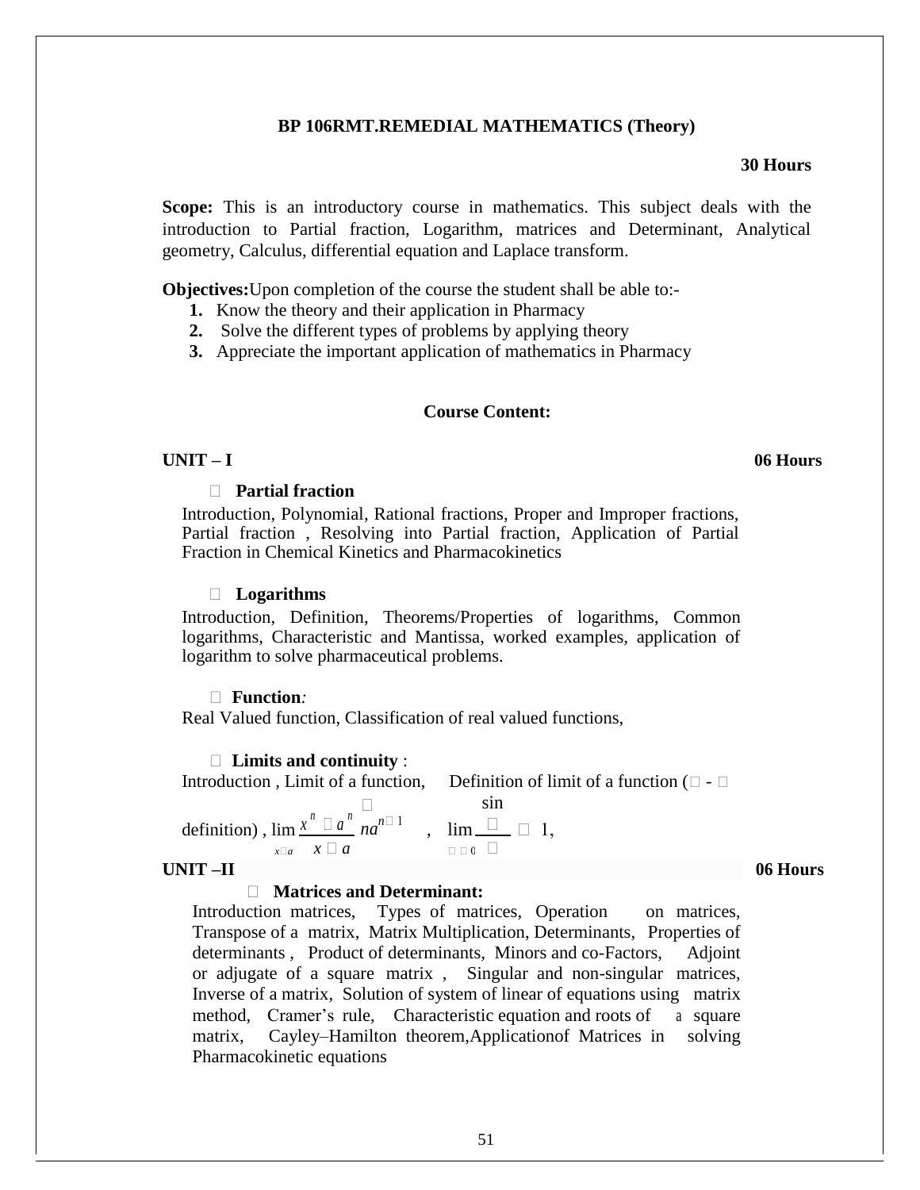## BP 106RMT.REMEDIAL MATHEMATICS (Theory)

**30 Hours**

**Scope:** This is an introductory course in mathematics. This subject deals with the introduction to Partial fraction, Logarithm, matrices and Determinant, Analytical geometry, Calculus, differential equation and Laplace transform.

**Objectives:** Upon completion of the course the student shall be able to:-

1. Know the theory and their application in Pharmacy
2. Solve the different types of problems by applying theory
3. Appreciate the important application of mathematics in Pharmacy

### Course Content:

**UNIT – I** **06 Hours**

- **Partial fraction**

Introduction, Polynomial, Rational fractions, Proper and Improper fractions, Partial fraction , Resolving into Partial fraction, Application of Partial Fraction in Chemical Kinetics and Pharmacokinetics

- **Logarithms**

Introduction, Definition, Theorems/Properties of logarithms, Common logarithms, Characteristic and Mantissa, worked examples, application of logarithm to solve pharmaceutical problems.

- **Function***:*

Real Valued function, Classification of real valued functions,

- **Limits and continuity** :

Introduction , Limit of a function, Definition of limit of a function ($\epsilon$ - $\delta$ definition) , $\lim_{x \to a} \frac{x^n - a^n}{x - a} = na^{n-1}$ , $\lim_{\theta \to 0} \frac{\sin \theta}{\theta} = 1$,

**UNIT –II** **06 Hours**

- **Matrices and Determinant:**

Introduction matrices, Types of matrices, Operation on matrices, Transpose of a matrix, Matrix Multiplication, Determinants, Properties of determinants , Product of determinants, Minors and co-Factors, Adjoint or adjugate of a square matrix , Singular and non-singular matrices, Inverse of a matrix, Solution of system of linear of equations using matrix method, Cramer's rule, Characteristic equation and roots of a square matrix, Cayley–Hamilton theorem,Applicationof Matrices in solving Pharmacokinetic equations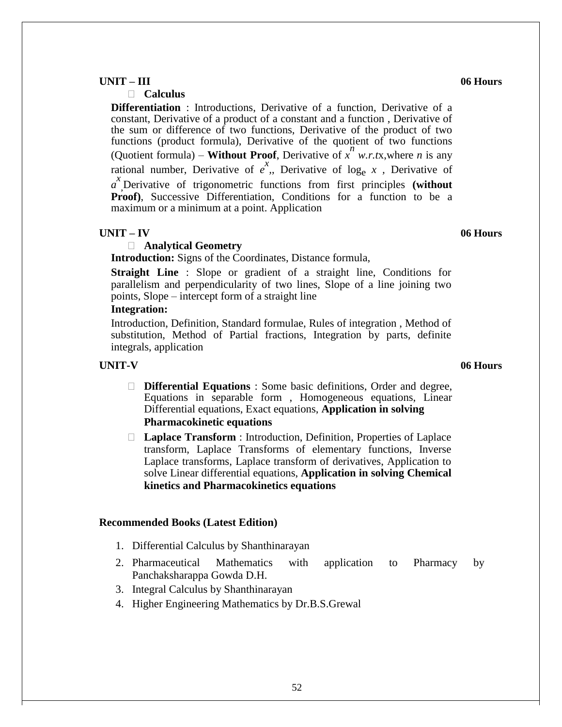**UNIT – III** **06 Hours**

- **Calculus**

**Differentiation** : Introductions, Derivative of a function, Derivative of a constant, Derivative of a product of a constant and a function , Derivative of the sum or difference of two functions, Derivative of the product of two functions (product formula), Derivative of the quotient of two functions (Quotient formula) – **Without Proof**, Derivative of $x^n$ *w.r.t*x,where *n* is any rational number, Derivative of $e^x$,, Derivative of $\log_e x$ , Derivative of $a^x$,Derivative of trigonometric functions from first principles **(without Proof)**, Successive Differentiation, Conditions for a function to be a maximum or a minimum at a point. Application

**UNIT – IV** **06 Hours**

- **Analytical Geometry**

**Introduction:** Signs of the Coordinates, Distance formula,

**Straight Line** : Slope or gradient of a straight line, Conditions for parallelism and perpendicularity of two lines, Slope of a line joining two points, Slope – intercept form of a straight line

**Integration:**

Introduction, Definition, Standard formulae, Rules of integration , Method of substitution, Method of Partial fractions, Integration by parts, definite integrals, application

**UNIT-V** **06 Hours**

- **Differential Equations** : Some basic definitions, Order and degree, Equations in separable form , Homogeneous equations, Linear Differential equations, Exact equations, **Application in solving Pharmacokinetic equations**
- **Laplace Transform** : Introduction, Definition, Properties of Laplace transform, Laplace Transforms of elementary functions, Inverse Laplace transforms, Laplace transform of derivatives, Application to solve Linear differential equations, **Application in solving Chemical kinetics and Pharmacokinetics equations**

**Recommended Books (Latest Edition)**

1. Differential Calculus by Shanthinarayan
2. Pharmaceutical Mathematics with application to Pharmacy by Panchaksharappa Gowda D.H.
3. Integral Calculus by Shanthinarayan
4. Higher Engineering Mathematics by Dr.B.S.Grewal